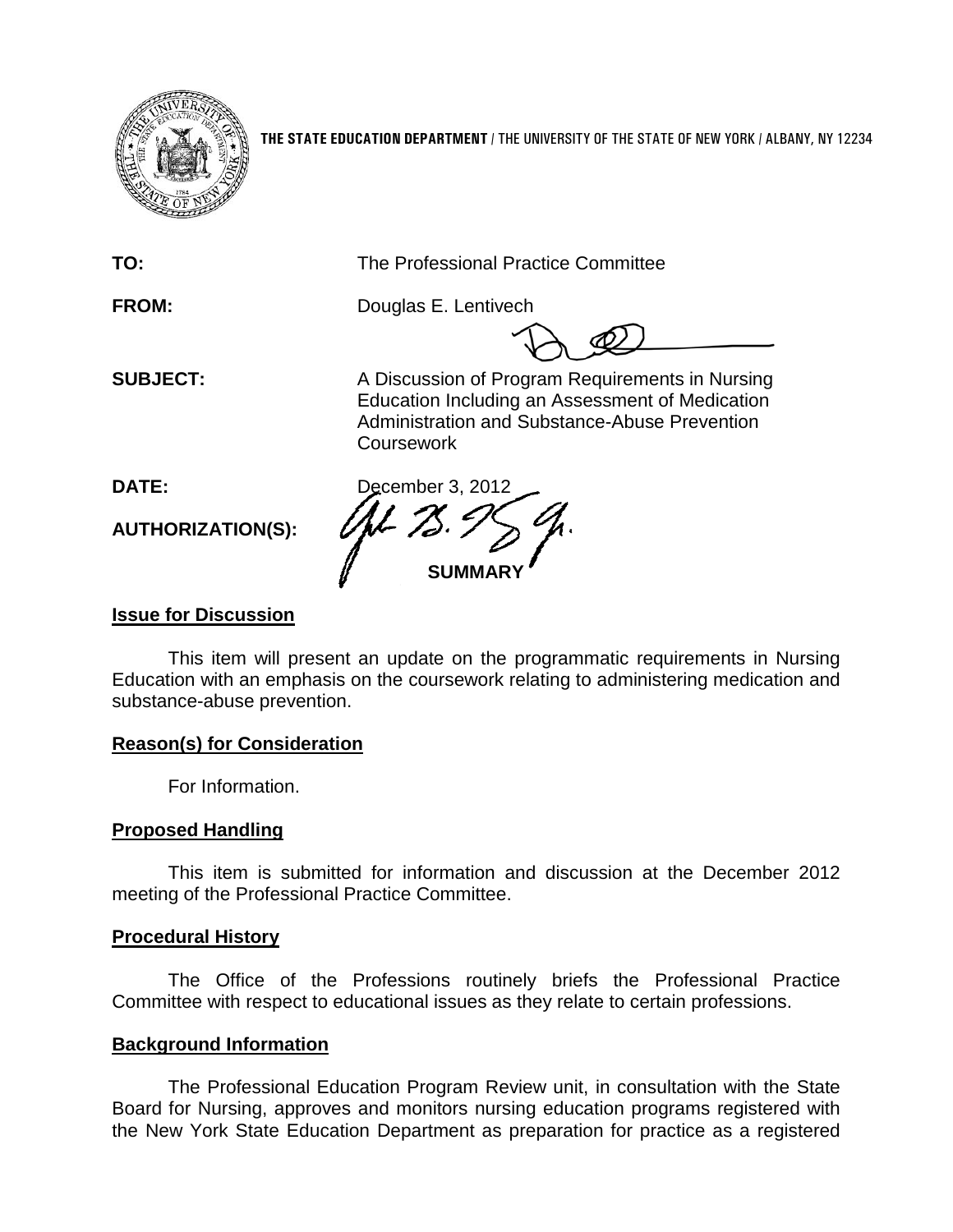**THE STATE EDUCATION DEPARTMENT** / THE UNIVERSITY OF THE STATE OF NEW YORK / ALBANY, NY 12234

**TO:** The Professional Practice Committee

**FROM:** Douglas E. Lentivech

**SUBJECT:** A Discussion of Program Requirements in Nursing Education Including an Assessment of Medication Administration and Substance-Abuse Prevention Coursework

**DATE:** December 3, 2012

**AUTHORIZATION(S):**

## SUMMARY

### Issue for Discussion

This item will present an update on the programmatic requirements in Nursing Education with an emphasis on the coursework relating to administering medication and substance-abuse prevention.

### Reason(s) for Consideration

For Information.

### Proposed Handling

This item is submitted for information and discussion at the December 2012 meeting of the Professional Practice Committee.

### Procedural History

The Office of the Professions routinely briefs the Professional Practice Committee with respect to educational issues as they relate to certain professions.

### Background Information

The Professional Education Program Review unit, in consultation with the State Board for Nursing, approves and monitors nursing education programs registered with the New York State Education Department as preparation for practice as a registered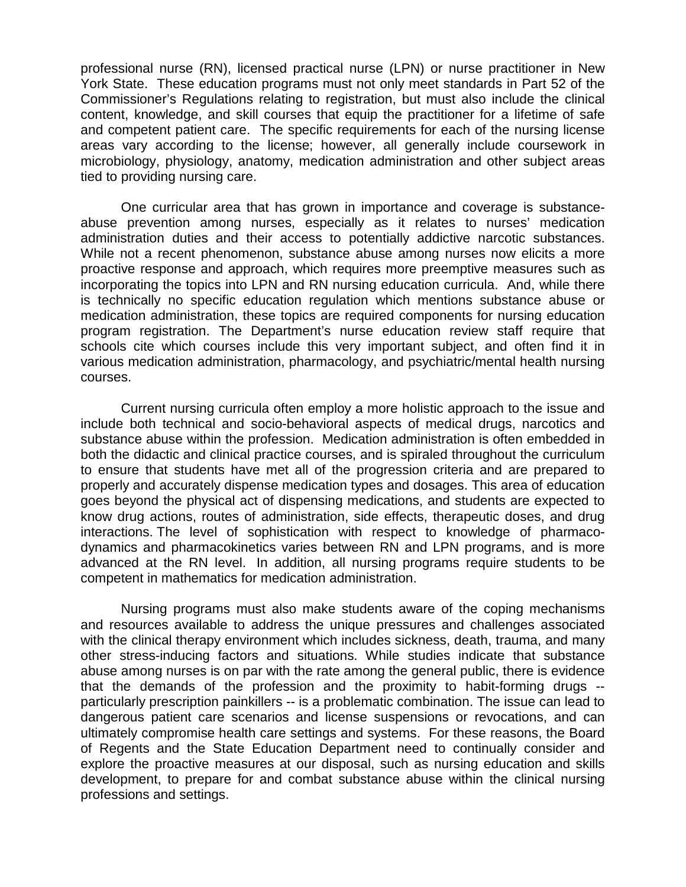professional nurse (RN), licensed practical nurse (LPN) or nurse practitioner in New York State. These education programs must not only meet standards in Part 52 of the Commissioner's Regulations relating to registration, but must also include the clinical content, knowledge, and skill courses that equip the practitioner for a lifetime of safe and competent patient care. The specific requirements for each of the nursing license areas vary according to the license; however, all generally include coursework in microbiology, physiology, anatomy, medication administration and other subject areas tied to providing nursing care.

One curricular area that has grown in importance and coverage is substance-abuse prevention among nurses, especially as it relates to nurses' medication administration duties and their access to potentially addictive narcotic substances. While not a recent phenomenon, substance abuse among nurses now elicits a more proactive response and approach, which requires more preemptive measures such as incorporating the topics into LPN and RN nursing education curricula. And, while there is technically no specific education regulation which mentions substance abuse or medication administration, these topics are required components for nursing education program registration. The Department's nurse education review staff require that schools cite which courses include this very important subject, and often find it in various medication administration, pharmacology, and psychiatric/mental health nursing courses.

Current nursing curricula often employ a more holistic approach to the issue and include both technical and socio-behavioral aspects of medical drugs, narcotics and substance abuse within the profession. Medication administration is often embedded in both the didactic and clinical practice courses, and is spiraled throughout the curriculum to ensure that students have met all of the progression criteria and are prepared to properly and accurately dispense medication types and dosages. This area of education goes beyond the physical act of dispensing medications, and students are expected to know drug actions, routes of administration, side effects, therapeutic doses, and drug interactions. The level of sophistication with respect to knowledge of pharmaco-dynamics and pharmacokinetics varies between RN and LPN programs, and is more advanced at the RN level. In addition, all nursing programs require students to be competent in mathematics for medication administration.

Nursing programs must also make students aware of the coping mechanisms and resources available to address the unique pressures and challenges associated with the clinical therapy environment which includes sickness, death, trauma, and many other stress-inducing factors and situations. While studies indicate that substance abuse among nurses is on par with the rate among the general public, there is evidence that the demands of the profession and the proximity to habit-forming drugs -- particularly prescription painkillers -- is a problematic combination. The issue can lead to dangerous patient care scenarios and license suspensions or revocations, and can ultimately compromise health care settings and systems. For these reasons, the Board of Regents and the State Education Department need to continually consider and explore the proactive measures at our disposal, such as nursing education and skills development, to prepare for and combat substance abuse within the clinical nursing professions and settings.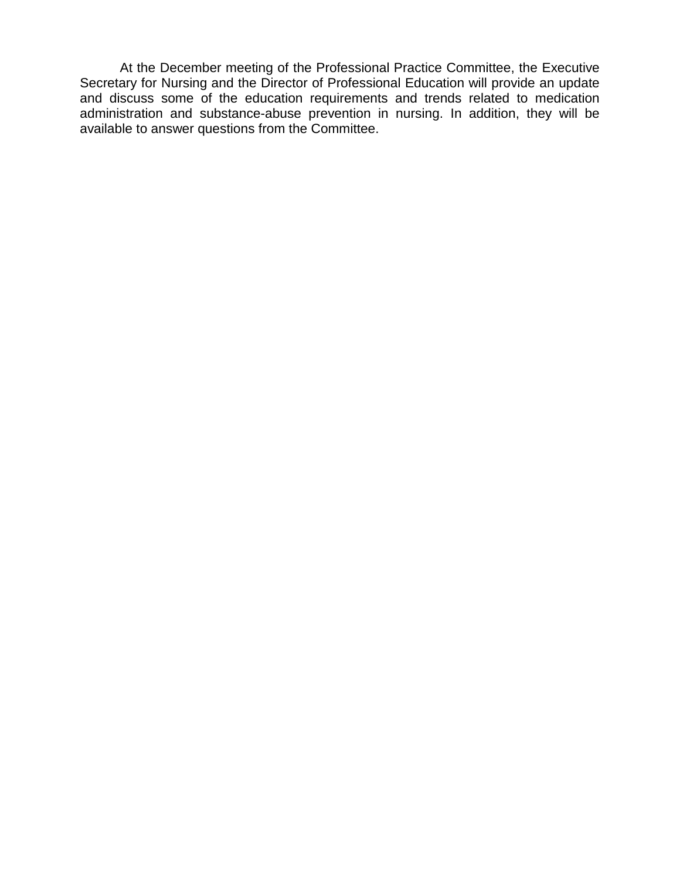At the December meeting of the Professional Practice Committee, the Executive Secretary for Nursing and the Director of Professional Education will provide an update and discuss some of the education requirements and trends related to medication administration and substance-abuse prevention in nursing. In addition, they will be available to answer questions from the Committee.